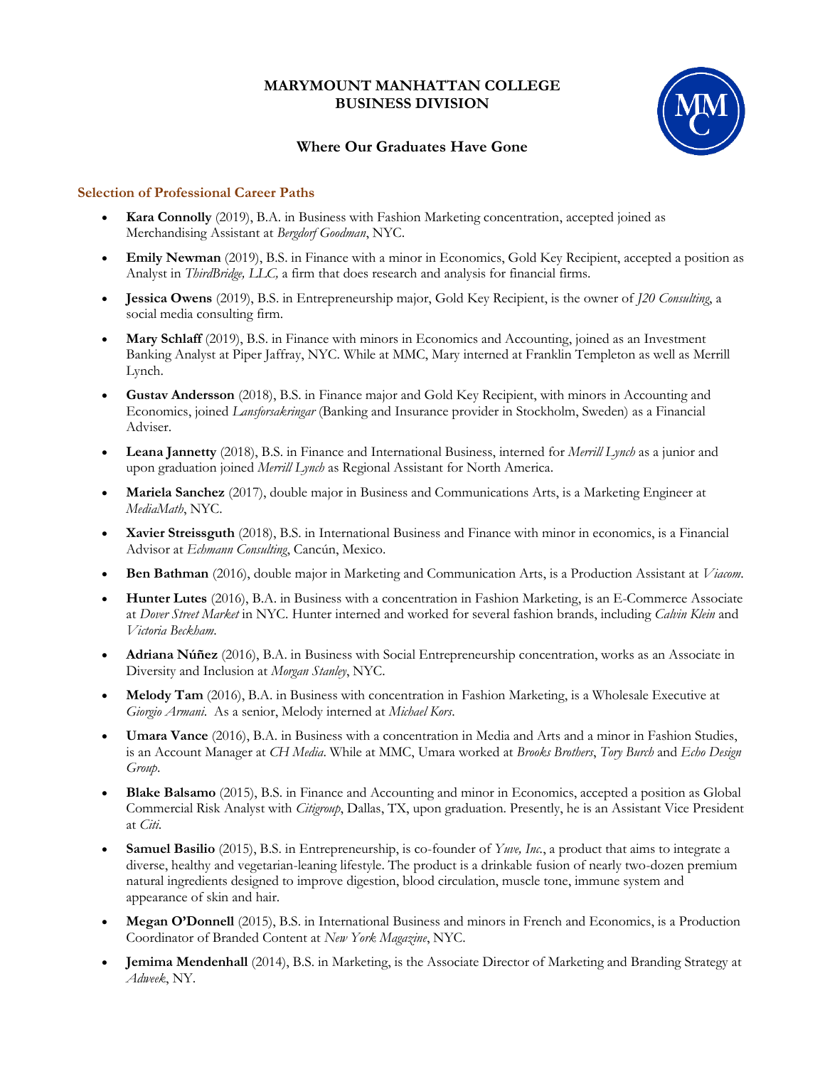# MARYMOUNT MANHATTAN COLLEGE
# BUSINESS DIVISION

## Where Our Graduates Have Gone

### Selection of Professional Career Paths

- **Kara Connolly** (2019), B.A. in Business with Fashion Marketing concentration, accepted joined as Merchandising Assistant at *Bergdorf Goodman*, NYC.
- **Emily Newman** (2019), B.S. in Finance with a minor in Economics, Gold Key Recipient, accepted a position as Analyst in *ThirdBridge, LLC,* a firm that does research and analysis for financial firms.
- **Jessica Owens** (2019), B.S. in Entrepreneurship major, Gold Key Recipient, is the owner of *J20 Consulting*, a social media consulting firm.
- **Mary Schlaff** (2019), B.S. in Finance with minors in Economics and Accounting, joined as an Investment Banking Analyst at Piper Jaffray, NYC. While at MMC, Mary interned at Franklin Templeton as well as Merrill Lynch.
- **Gustav Andersson** (2018), B.S. in Finance major and Gold Key Recipient, with minors in Accounting and Economics, joined *Lansforsakringar* (Banking and Insurance provider in Stockholm, Sweden) as a Financial Adviser.
- **Leana Jannetty** (2018), B.S. in Finance and International Business, interned for *Merrill Lynch* as a junior and upon graduation joined *Merrill Lynch* as Regional Assistant for North America.
- **Mariela Sanchez** (2017), double major in Business and Communications Arts, is a Marketing Engineer at *MediaMath*, NYC.
- **Xavier Streissguth** (2018), B.S. in International Business and Finance with minor in economics, is a Financial Advisor at *Echmann Consulting*, Cancún, Mexico.
- **Ben Bathman** (2016), double major in Marketing and Communication Arts, is a Production Assistant at *Viacom*.
- **Hunter Lutes** (2016), B.A. in Business with a concentration in Fashion Marketing, is an E-Commerce Associate at *Dover Street Market* in NYC. Hunter interned and worked for several fashion brands, including *Calvin Klein* and *Victoria Beckham*.
- **Adriana Núñez** (2016), B.A. in Business with Social Entrepreneurship concentration, works as an Associate in Diversity and Inclusion at *Morgan Stanley*, NYC.
- **Melody Tam** (2016), B.A. in Business with concentration in Fashion Marketing, is a Wholesale Executive at *Giorgio Armani*. As a senior, Melody interned at *Michael Kors*.
- **Umara Vance** (2016), B.A. in Business with a concentration in Media and Arts and a minor in Fashion Studies, is an Account Manager at *CH Media*. While at MMC, Umara worked at *Brooks Brothers*, *Tory Burch* and *Echo Design Group*.
- **Blake Balsamo** (2015), B.S. in Finance and Accounting and minor in Economics, accepted a position as Global Commercial Risk Analyst with *Citigroup*, Dallas, TX, upon graduation. Presently, he is an Assistant Vice President at *Citi*.
- **Samuel Basilio** (2015), B.S. in Entrepreneurship, is co-founder of *Yuve, Inc.*, a product that aims to integrate a diverse, healthy and vegetarian-leaning lifestyle. The product is a drinkable fusion of nearly two-dozen premium natural ingredients designed to improve digestion, blood circulation, muscle tone, immune system and appearance of skin and hair.
- **Megan O'Donnell** (2015), B.S. in International Business and minors in French and Economics, is a Production Coordinator of Branded Content at *New York Magazine*, NYC.
- **Jemima Mendenhall** (2014), B.S. in Marketing, is the Associate Director of Marketing and Branding Strategy at *Adweek*, NY.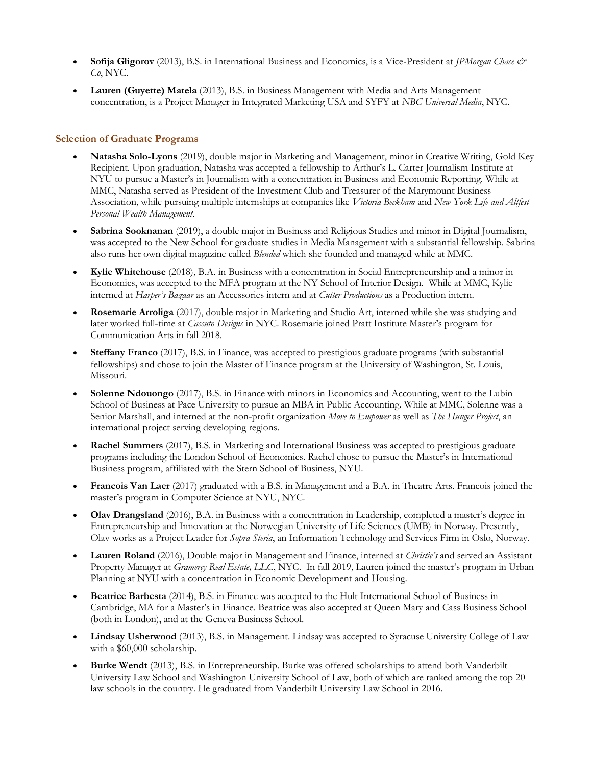- **Sofija Gligorov** (2013), B.S. in International Business and Economics, is a Vice-President at *JPMorgan Chase & Co*, NYC.
- **Lauren (Guyette) Matela** (2013), B.S. in Business Management with Media and Arts Management concentration, is a Project Manager in Integrated Marketing USA and SYFY at *NBC Universal Media*, NYC.

## Selection of Graduate Programs

- **Natasha Solo-Lyons** (2019), double major in Marketing and Management, minor in Creative Writing, Gold Key Recipient. Upon graduation, Natasha was accepted a fellowship to Arthur's L. Carter Journalism Institute at NYU to pursue a Master's in Journalism with a concentration in Business and Economic Reporting. While at MMC, Natasha served as President of the Investment Club and Treasurer of the Marymount Business Association, while pursuing multiple internships at companies like *Victoria Beckham* and *New York Life and Altfest Personal Wealth Management*.
- **Sabrina Sooknanan** (2019), a double major in Business and Religious Studies and minor in Digital Journalism, was accepted to the New School for graduate studies in Media Management with a substantial fellowship. Sabrina also runs her own digital magazine called *Blended* which she founded and managed while at MMC.
- **Kylie Whitehouse** (2018), B.A. in Business with a concentration in Social Entrepreneurship and a minor in Economics, was accepted to the MFA program at the NY School of Interior Design. While at MMC, Kylie interned at *Harper's Bazaar* as an Accessories intern and at *Cutter Productions* as a Production intern.
- **Rosemarie Arroliga** (2017), double major in Marketing and Studio Art, interned while she was studying and later worked full-time at *Cassuto Designs* in NYC. Rosemarie joined Pratt Institute Master's program for Communication Arts in fall 2018.
- **Steffany Franco** (2017), B.S. in Finance, was accepted to prestigious graduate programs (with substantial fellowships) and chose to join the Master of Finance program at the University of Washington, St. Louis, Missouri.
- **Solenne Ndouongo** (2017), B.S. in Finance with minors in Economics and Accounting, went to the Lubin School of Business at Pace University to pursue an MBA in Public Accounting. While at MMC, Solenne was a Senior Marshall, and interned at the non-profit organization *Move to Empower* as well as *The Hunger Project*, an international project serving developing regions.
- **Rachel Summers** (2017), B.S. in Marketing and International Business was accepted to prestigious graduate programs including the London School of Economics. Rachel chose to pursue the Master's in International Business program, affiliated with the Stern School of Business, NYU.
- **Francois Van Laer** (2017) graduated with a B.S. in Management and a B.A. in Theatre Arts. Francois joined the master's program in Computer Science at NYU, NYC.
- **Olav Drangsland** (2016), B.A. in Business with a concentration in Leadership, completed a master's degree in Entrepreneurship and Innovation at the Norwegian University of Life Sciences (UMB) in Norway. Presently, Olav works as a Project Leader for *Sopra Steria*, an Information Technology and Services Firm in Oslo, Norway.
- **Lauren Roland** (2016), Double major in Management and Finance, interned at *Christie's* and served an Assistant Property Manager at *Gramercy Real Estate, LLC*, NYC. In fall 2019, Lauren joined the master's program in Urban Planning at NYU with a concentration in Economic Development and Housing.
- **Beatrice Barbesta** (2014), B.S. in Finance was accepted to the Hult International School of Business in Cambridge, MA for a Master's in Finance. Beatrice was also accepted at Queen Mary and Cass Business School (both in London), and at the Geneva Business School.
- **Lindsay Usherwood** (2013), B.S. in Management. Lindsay was accepted to Syracuse University College of Law with a $60,000 scholarship.
- **Burke Wendt** (2013), B.S. in Entrepreneurship. Burke was offered scholarships to attend both Vanderbilt University Law School and Washington University School of Law, both of which are ranked among the top 20 law schools in the country. He graduated from Vanderbilt University Law School in 2016.